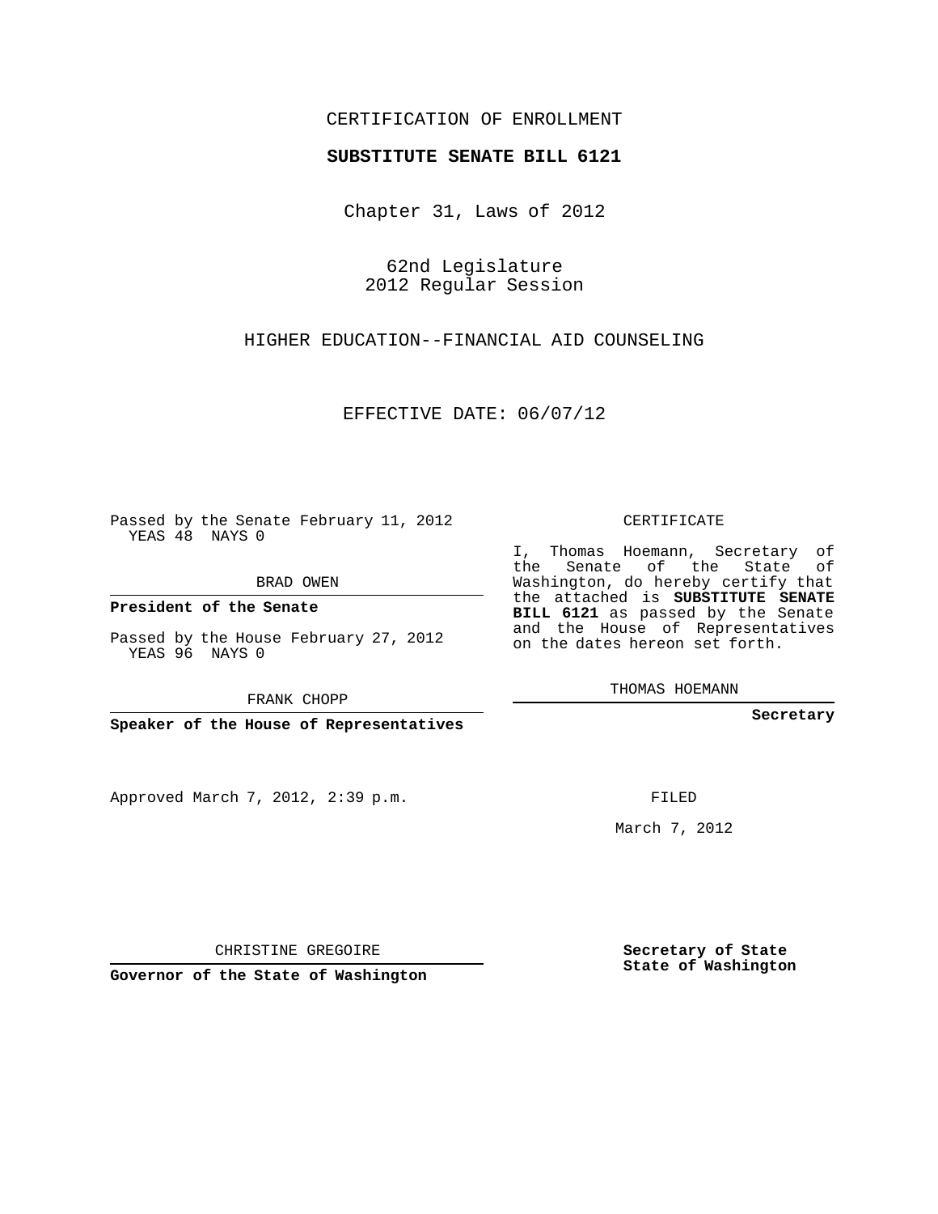CERTIFICATION OF ENROLLMENT

**SUBSTITUTE SENATE BILL 6121**

Chapter 31, Laws of 2012

62nd Legislature
2012 Regular Session

HIGHER EDUCATION--FINANCIAL AID COUNSELING

EFFECTIVE DATE: 06/07/12

Passed by the Senate February 11, 2012
YEAS 48 NAYS 0

BRAD OWEN

**President of the Senate**

Passed by the House February 27, 2012
YEAS 96 NAYS 0

FRANK CHOPP

**Speaker of the House of Representatives**

Approved March 7, 2012, 2:39 p.m.

CHRISTINE GREGOIRE

**Governor of the State of Washington**

CERTIFICATE

I, Thomas Hoemann, Secretary of the Senate of the State of Washington, do hereby certify that the attached is **SUBSTITUTE SENATE BILL 6121** as passed by the Senate and the House of Representatives on the dates hereon set forth.

THOMAS HOEMANN

**Secretary**

FILED

March 7, 2012

**Secretary of State**
**State of Washington**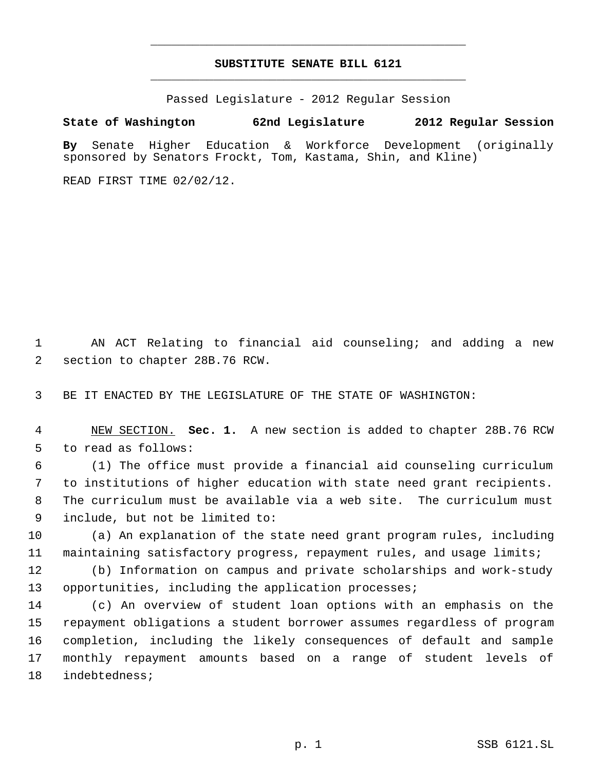# SUBSTITUTE SENATE BILL 6121

Passed Legislature - 2012 Regular Session

**State of Washington 62nd Legislature 2012 Regular Session**

**By** Senate Higher Education & Workforce Development (originally sponsored by Senators Frockt, Tom, Kastama, Shin, and Kline)

READ FIRST TIME 02/02/12.

AN ACT Relating to financial aid counseling; and adding a new section to chapter 28B.76 RCW.

BE IT ENACTED BY THE LEGISLATURE OF THE STATE OF WASHINGTON:

NEW SECTION. **Sec. 1.** A new section is added to chapter 28B.76 RCW to read as follows:

(1) The office must provide a financial aid counseling curriculum to institutions of higher education with state need grant recipients. The curriculum must be available via a web site. The curriculum must include, but not be limited to:

(a) An explanation of the state need grant program rules, including maintaining satisfactory progress, repayment rules, and usage limits;

(b) Information on campus and private scholarships and work-study opportunities, including the application processes;

(c) An overview of student loan options with an emphasis on the repayment obligations a student borrower assumes regardless of program completion, including the likely consequences of default and sample monthly repayment amounts based on a range of student levels of indebtedness;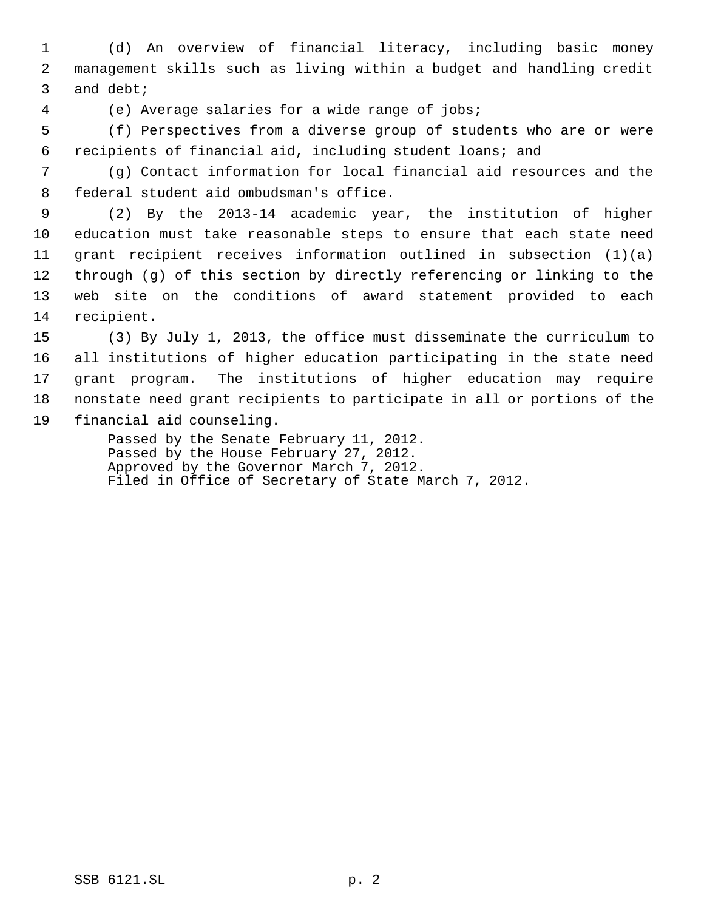(d) An overview of financial literacy, including basic money management skills such as living within a budget and handling credit and debt;

(e) Average salaries for a wide range of jobs;

(f) Perspectives from a diverse group of students who are or were recipients of financial aid, including student loans; and

(g) Contact information for local financial aid resources and the federal student aid ombudsman's office.

(2) By the 2013-14 academic year, the institution of higher education must take reasonable steps to ensure that each state need grant recipient receives information outlined in subsection (1)(a) through (g) of this section by directly referencing or linking to the web site on the conditions of award statement provided to each recipient.

(3) By July 1, 2013, the office must disseminate the curriculum to all institutions of higher education participating in the state need grant program. The institutions of higher education may require nonstate need grant recipients to participate in all or portions of the financial aid counseling.

Passed by the Senate February 11, 2012.
Passed by the House February 27, 2012.
Approved by the Governor March 7, 2012.
Filed in Office of Secretary of State March 7, 2012.